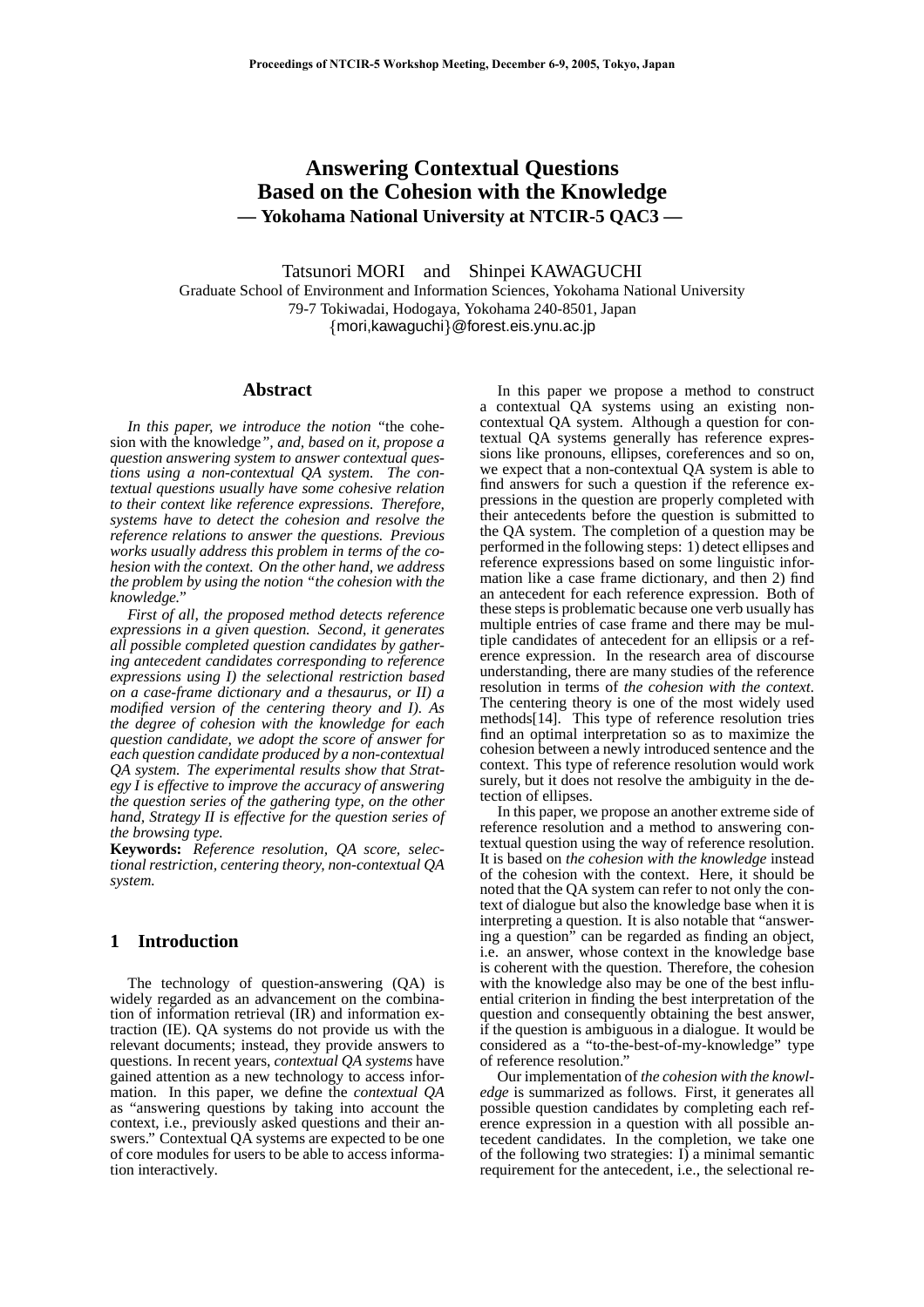# Answering Contextual Questions Based on the Cohesion with the Knowledge — Yokohama National University at NTCIR-5 QAC3 —

Tatsunori MORI and Shinpei KAWAGUCHI

Graduate School of Environment and Information Sciences, Yokohama National University
79-7 Tokiwadai, Hodogaya, Yokohama 240-8501, Japan
{mori,kawaguchi}@forest.eis.ynu.ac.jp

## Abstract

*In this paper, we introduce the notion* "the cohesion with the knowledge*", and, based on it, propose a question answering system to answer contextual questions using a non-contextual QA system. The contextual questions usually have some cohesive relation to their context like reference expressions. Therefore, systems have to detect the cohesion and resolve the reference relations to answer the questions. Previous works usually address this problem in terms of the cohesion with the context. On the other hand, we address the problem by using the notion "the cohesion with the knowledge."*

*First of all, the proposed method detects reference expressions in a given question. Second, it generates all possible completed question candidates by gathering antecedent candidates corresponding to reference expressions using I) the selectional restriction based on a case-frame dictionary and a thesaurus, or II) a modified version of the centering theory and I). As the degree of cohesion with the knowledge for each question candidate, we adopt the score of answer for each question candidate produced by a non-contextual QA system. The experimental results show that Strategy I is effective to improve the accuracy of answering the question series of the gathering type, on the other hand, Strategy II is effective for the question series of the browsing type.*

**Keywords:** *Reference resolution, QA score, selectional restriction, centering theory, non-contextual QA system.*

## 1 Introduction

The technology of question-answering (QA) is widely regarded as an advancement on the combination of information retrieval (IR) and information extraction (IE). QA systems do not provide us with the relevant documents; instead, they provide answers to questions. In recent years, *contextual QA systems* have gained attention as a new technology to access information. In this paper, we define the *contextual QA* as "answering questions by taking into account the context, i.e., previously asked questions and their answers." Contextual QA systems are expected to be one of core modules for users to be able to access information interactively.

In this paper we propose a method to construct a contextual QA systems using an existing non-contextual QA system. Although a question for contextual QA systems generally has reference expressions like pronouns, ellipses, coreferences and so on, we expect that a non-contextual QA system is able to find answers for such a question if the reference expressions in the question are properly completed with their antecedents before the question is submitted to the QA system. The completion of a question may be performed in the following steps: 1) detect ellipses and reference expressions based on some linguistic information like a case frame dictionary, and then 2) find an antecedent for each reference expression. Both of these steps is problematic because one verb usually has multiple entries of case frame and there may be multiple candidates of antecedent for an ellipsis or a reference expression. In the research area of discourse understanding, there are many studies of the reference resolution in terms of *the cohesion with the context*. The centering theory is one of the most widely used methods[14]. This type of reference resolution tries find an optimal interpretation so as to maximize the cohesion between a newly introduced sentence and the context. This type of reference resolution would work surely, but it does not resolve the ambiguity in the detection of ellipses.

In this paper, we propose an another extreme side of reference resolution and a method to answering contextual question using the way of reference resolution. It is based on *the cohesion with the knowledge* instead of the cohesion with the context. Here, it should be noted that the QA system can refer to not only the context of dialogue but also the knowledge base when it is interpreting a question. It is also notable that "answering a question" can be regarded as finding an object, i.e. an answer, whose context in the knowledge base is coherent with the question. Therefore, the cohesion with the knowledge also may be one of the best influential criterion in finding the best interpretation of the question and consequently obtaining the best answer, if the question is ambiguous in a dialogue. It would be considered as a "to-the-best-of-my-knowledge" type of reference resolution."

Our implementation of *the cohesion with the knowledge* is summarized as follows. First, it generates all possible question candidates by completing each reference expression in a question with all possible antecedent candidates. In the completion, we take one of the following two strategies: I) a minimal semantic requirement for the antecedent, i.e., the selectional re-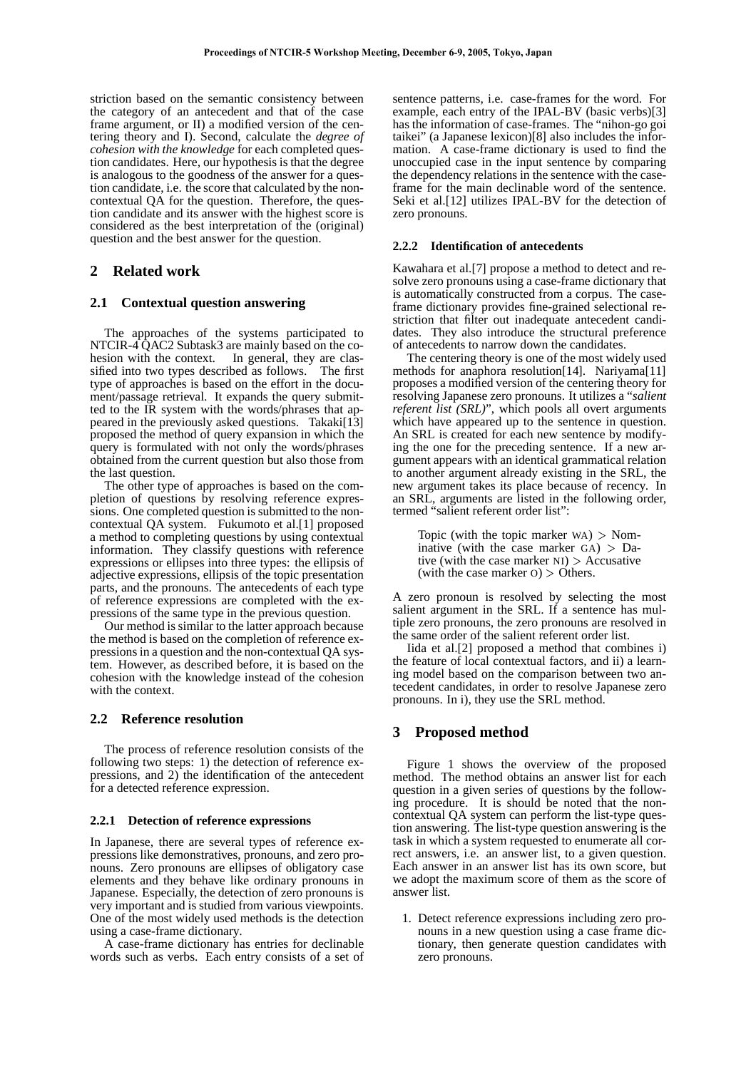striction based on the semantic consistency between the category of an antecedent and that of the case frame argument, or II) a modified version of the centering theory and I). Second, calculate the *degree of cohesion with the knowledge* for each completed question candidates. Here, our hypothesis is that the degree is analogous to the goodness of the answer for a question candidate, i.e. the score that calculated by the non-contextual QA for the question. Therefore, the question candidate and its answer with the highest score is considered as the best interpretation of the (original) question and the best answer for the question.

## 2 Related work

### 2.1 Contextual question answering

The approaches of the systems participated to NTCIR-4 QAC2 Subtask3 are mainly based on the cohesion with the context. In general, they are classified into two types described as follows. The first type of approaches is based on the effort in the document/passage retrieval. It expands the query submitted to the IR system with the words/phrases that appeared in the previously asked questions. Takaki[13] proposed the method of query expansion in which the query is formulated with not only the words/phrases obtained from the current question but also those from the last question.

The other type of approaches is based on the completion of questions by resolving reference expressions. One completed question is submitted to the non-contextual QA system. Fukumoto et al.[1] proposed a method to completing questions by using contextual information. They classify questions with reference expressions or ellipses into three types: the ellipsis of adjective expressions, ellipsis of the topic presentation parts, and the pronouns. The antecedents of each type of reference expressions are completed with the expressions of the same type in the previous question.

Our method is similar to the latter approach because the method is based on the completion of reference expressions in a question and the non-contextual QA system. However, as described before, it is based on the cohesion with the knowledge instead of the cohesion with the context.

### 2.2 Reference resolution

The process of reference resolution consists of the following two steps: 1) the detection of reference expressions, and 2) the identification of the antecedent for a detected reference expression.

#### 2.2.1 Detection of reference expressions

In Japanese, there are several types of reference expressions like demonstratives, pronouns, and zero pronouns. Zero pronouns are ellipses of obligatory case elements and they behave like ordinary pronouns in Japanese. Especially, the detection of zero pronouns is very important and is studied from various viewpoints. One of the most widely used methods is the detection using a case-frame dictionary.

A case-frame dictionary has entries for declinable words such as verbs. Each entry consists of a set of sentence patterns, i.e. case-frames for the word. For example, each entry of the IPAL-BV (basic verbs)[3] has the information of case-frames. The "nihon-go goi taikei" (a Japanese lexicon)[8] also includes the information. A case-frame dictionary is used to find the unoccupied case in the input sentence by comparing the dependency relations in the sentence with the case-frame for the main declinable word of the sentence. Seki et al.[12] utilizes IPAL-BV for the detection of zero pronouns.

#### 2.2.2 Identification of antecedents

Kawahara et al.[7] propose a method to detect and resolve zero pronouns using a case-frame dictionary that is automatically constructed from a corpus. The case-frame dictionary provides fine-grained selectional restriction that filter out inadequate antecedent candidates. They also introduce the structural preference of antecedents to narrow down the candidates.

The centering theory is one of the most widely used methods for anaphora resolution[14]. Nariyama[11] proposes a modified version of the centering theory for resolving Japanese zero pronouns. It utilizes a "*salient referent list (SRL)*", which pools all overt arguments which have appeared up to the sentence in question. An SRL is created for each new sentence by modifying the one for the preceding sentence. If a new argument appears with an identical grammatical relation to another argument already existing in the SRL, the new argument takes its place because of recency. In an SRL, arguments are listed in the following order, termed "salient referent order list":

> Topic (with the topic marker WA) > Nominative (with the case marker GA) > Dative (with the case marker NI) > Accusative (with the case marker O) > Others.

A zero pronoun is resolved by selecting the most salient argument in the SRL. If a sentence has multiple zero pronouns, the zero pronouns are resolved in the same order of the salient referent order list.

Iida et al.[2] proposed a method that combines i) the feature of local contextual factors, and ii) a learning model based on the comparison between two antecedent candidates, in order to resolve Japanese zero pronouns. In i), they use the SRL method.

## 3 Proposed method

Figure 1 shows the overview of the proposed method. The method obtains an answer list for each question in a given series of questions by the following procedure. It is should be noted that the non-contextual QA system can perform the list-type question answering. The list-type question answering is the task in which a system requested to enumerate all correct answers, i.e. an answer list, to a given question. Each answer in an answer list has its own score, but we adopt the maximum score of them as the score of answer list.

1. Detect reference expressions including zero pronouns in a new question using a case frame dictionary, then generate question candidates with zero pronouns.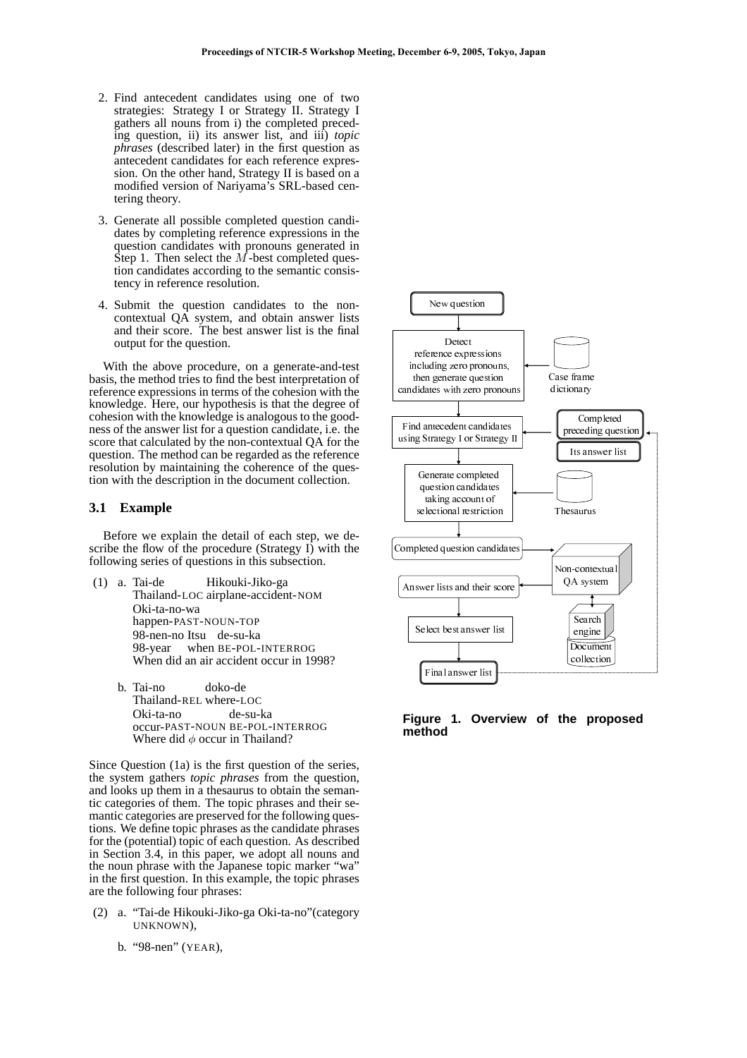2. Find antecedent candidates using one of two strategies: Strategy I or Strategy II. Strategy I gathers all nouns from i) the completed preceding question, ii) its answer list, and iii) *topic phrases* (described later) in the first question as antecedent candidates for each reference expression. On the other hand, Strategy II is based on a modified version of Nariyama's SRL-based centering theory.

3. Generate all possible completed question candidates by completing reference expressions in the question candidates with pronouns generated in Step 1. Then select the $M$-best completed question candidates according to the semantic consistency in reference resolution.

4. Submit the question candidates to the non-contextual QA system, and obtain answer lists and their score. The best answer list is the final output for the question.

With the above procedure, on a generate-and-test basis, the method tries to find the best interpretation of reference expressions in terms of the cohesion with the knowledge. Here, our hypothesis is that the degree of cohesion with the knowledge is analogous to the goodness of the answer list for a question candidate, i.e. the score that calculated by the non-contextual QA for the question. The method can be regarded as the reference resolution by maintaining the coherence of the question with the description in the document collection.

### 3.1 Example

Before we explain the detail of each step, we describe the flow of the procedure (Strategy I) with the following series of questions in this subsection.

(1) a. Tai-de Hikouki-Jiko-ga
Thailand-LOC airplane-accident-NOM
Oki-ta-no-wa
happen-PAST-NOUN-TOP
98-nen-no Itsu de-su-ka
98-year when BE-POL-INTERROG
When did an air accident occur in 1998?

b. Tai-no doko-de
Thailand-REL where-LOC
Oki-ta-no de-su-ka
occur-PAST-NOUN BE-POL-INTERROG
Where did $\phi$ occur in Thailand?

Since Question (1a) is the first question of the series, the system gathers *topic phrases* from the question, and looks up them in a thesaurus to obtain the semantic categories of them. The topic phrases and their semantic categories are preserved for the following questions. We define topic phrases as the candidate phrases for the (potential) topic of each question. As described in Section 3.4, in this paper, we adopt all nouns and the noun phrase with the Japanese topic marker "wa" in the first question. In this example, the topic phrases are the following four phrases:

(2) a. "Tai-de Hikouki-Jiko-ga Oki-ta-no"(category UNKNOWN),

b. "98-nen" (YEAR),

New question → Detect reference expressions including zero pronouns, then generate question candidates with zero pronouns (← Case frame dictionary) → Find antecedent candidates using Strategy I or Strategy II (← Completed preceding question, Its answer list) → Generate completed question candidates taking account of selectional restriction (← Thesaurus) → Completed question candidates → Non-contextual QA system (↔ Search engine, Document collection) → Answer lists and their score → Select best answer list → Final answer list

**Figure 1. Overview of the proposed method**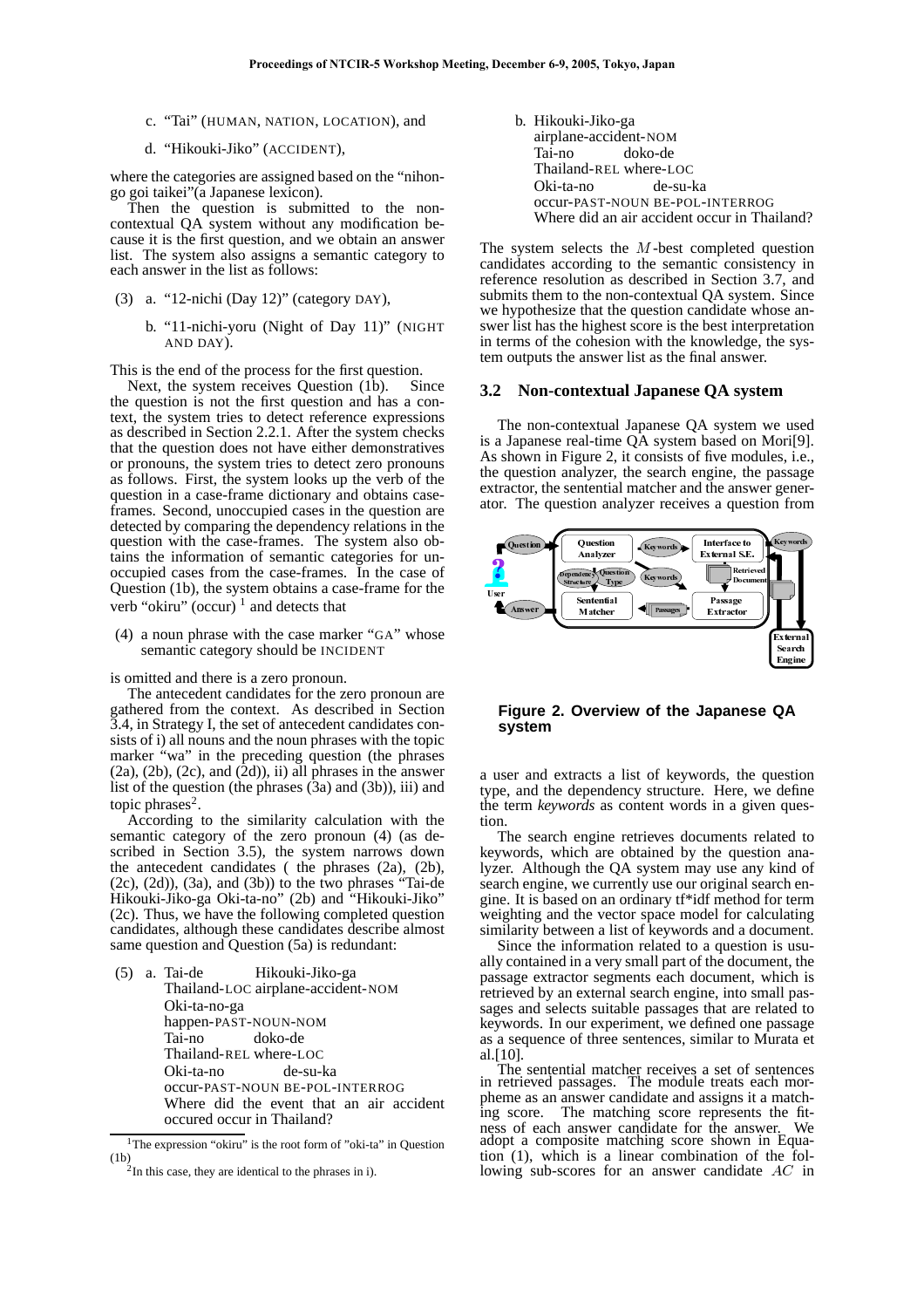c. "Tai" (HUMAN, NATION, LOCATION), and

d. "Hikouki-Jiko" (ACCIDENT),

where the categories are assigned based on the "nihongo goi taikei"(a Japanese lexicon).

Then the question is submitted to the non-contextual QA system without any modification because it is the first question, and we obtain an answer list. The system also assigns a semantic category to each answer in the list as follows:

(3) a. "12-nichi (Day 12)" (category DAY),

b. "11-nichi-yoru (Night of Day 11)" (NIGHT AND DAY).

This is the end of the process for the first question.

Next, the system receives Question (1b). Since the question is not the first question and has a context, the system tries to detect reference expressions as described in Section 2.2.1. After the system checks that the question does not have either demonstratives or pronouns, the system tries to detect zero pronouns as follows. First, the system looks up the verb of the question in a case-frame dictionary and obtains case-frames. Second, unoccupied cases in the question are detected by comparing the dependency relations in the question with the case-frames. The system also obtains the information of semantic categories for unoccupied cases from the case-frames. In the case of Question (1b), the system obtains a case-frame for the verb "okiru" (occur) [1] and detects that

(4) a noun phrase with the case marker "GA" whose semantic category should be INCIDENT

is omitted and there is a zero pronoun.

The antecedent candidates for the zero pronoun are gathered from the context. As described in Section 3.4, in Strategy I, the set of antecedent candidates consists of i) all nouns and the noun phrases with the topic marker "wa" in the preceding question (the phrases (2a), (2b), (2c), and (2d)), ii) all phrases in the answer list of the question (the phrases (3a) and (3b)), iii) and topic phrases[2].

According to the similarity calculation with the semantic category of the zero pronoun (4) (as described in Section 3.5), the system narrows down the antecedent candidates ( the phrases (2a), (2b), (2c), (2d)), (3a), and (3b)) to the two phrases "Tai-de Hikouki-Jiko-ga Oki-ta-no" (2b) and "Hikouki-Jiko" (2c). Thus, we have the following completed question candidates, although these candidates describe almost same question and Question (5a) is redundant:

(5) a. Tai-de Hikouki-Jiko-ga
Thailand-LOC airplane-accident-NOM
Oki-ta-no-ga
happen-PAST-NOUN-NOM
Tai-no doko-de
Thailand-REL where-LOC
Oki-ta-no de-su-ka
occur-PAST-NOUN BE-POL-INTERROG
Where did the event that an air accident occured occur in Thailand?

b. Hikouki-Jiko-ga
airplane-accident-NOM
Tai-no doko-de
Thailand-REL where-LOC
Oki-ta-no de-su-ka
occur-PAST-NOUN BE-POL-INTERROG
Where did an air accident occur in Thailand?

The system selects the $M$-best completed question candidates according to the semantic consistency in reference resolution as described in Section 3.7, and submits them to the non-contextual QA system. Since we hypothesize that the question candidate whose answer list has the highest score is the best interpretation in terms of the cohesion with the knowledge, the system outputs the answer list as the final answer.

### 3.2 Non-contextual Japanese QA system

The non-contextual Japanese QA system we used is a Japanese real-time QA system based on Mori[9]. As shown in Figure 2, it consists of five modules, i.e., the question analyzer, the search engine, the passage extractor, the sentential matcher and the answer generator. The question analyzer receives a question from a user and extracts a list of keywords, the question type, and the dependency structure. Here, we define the term *keywords* as content words in a given question.

**Figure 2. Overview of the Japanese QA system**

The search engine retrieves documents related to keywords, which are obtained by the question analyzer. Although the QA system may use any kind of search engine, we currently use our original search engine. It is based on an ordinary tf*idf method for term weighting and the vector space model for calculating similarity between a list of keywords and a document.

Since the information related to a question is usually contained in a very small part of the document, the passage extractor segments each document, which is retrieved by an external search engine, into small passages and selects suitable passages that are related to keywords. In our experiment, we defined one passage as a sequence of three sentences, similar to Murata et al.[10].

The sentential matcher receives a set of sentences in retrieved passages. The module treats each morpheme as an answer candidate and assigns it a matching score. The matching score represents the fitness of each answer candidate for the answer. We adopt a composite matching score shown in Equation (1), which is a linear combination of the following sub-scores for an answer candidate $AC$ in

[1] The expression "okiru" is the root form of "oki-ta" in Question (1b)

[2] In this case, they are identical to the phrases in i).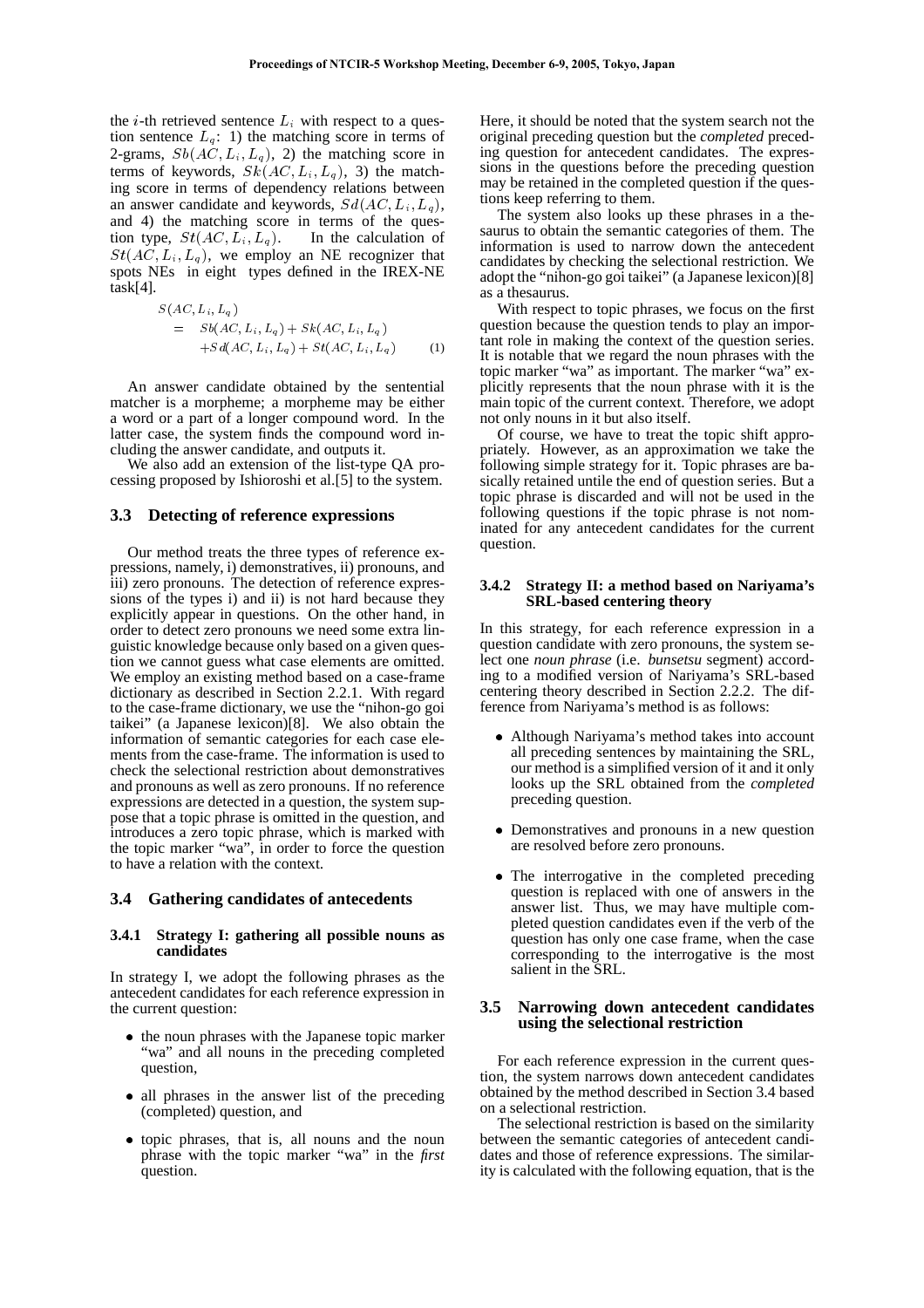the $i$-th retrieved sentence $L_i$ with respect to a question sentence $L_q$: 1) the matching score in terms of 2-grams, $Sb(AC, L_i, L_q)$, 2) the matching score in terms of keywords, $Sk(AC, L_i, L_q)$, 3) the matching score in terms of dependency relations between an answer candidate and keywords, $Sd(AC, L_i, L_q)$, and 4) the matching score in terms of the question type, $St(AC, L_i, L_q)$. In the calculation of $St(AC, L_i, L_q)$, we employ an NE recognizer that spots NEs in eight types defined in the IREX-NE task[4].

$$
\begin{aligned}
S(AC, L_i, L_q) &= Sb(AC, L_i, L_q) + Sk(AC, L_i, L_q) \\
&\quad + Sd(AC, L_i, L_q) + St(AC, L_i, L_q)
\end{aligned} \tag{1}
$$

An answer candidate obtained by the sentential matcher is a morpheme; a morpheme may be either a word or a part of a longer compound word. In the latter case, the system finds the compound word including the answer candidate, and outputs it.

We also add an extension of the list-type QA processing proposed by Ishioroshi et al.[5] to the system.

### 3.3 Detecting of reference expressions

Our method treats the three types of reference expressions, namely, i) demonstratives, ii) pronouns, and iii) zero pronouns. The detection of reference expressions of the types i) and ii) is not hard because they explicitly appear in questions. On the other hand, in order to detect zero pronouns we need some extra linguistic knowledge because only based on a given question we cannot guess what case elements are omitted. We employ an existing method based on a case-frame dictionary as described in Section 2.2.1. With regard to the case-frame dictionary, we use the "nihon-go goi taikei" (a Japanese lexicon)[8]. We also obtain the information of semantic categories for each case elements from the case-frame. The information is used to check the selectional restriction about demonstratives and pronouns as well as zero pronouns. If no reference expressions are detected in a question, the system suppose that a topic phrase is omitted in the question, and introduces a zero topic phrase, which is marked with the topic marker "wa", in order to force the question to have a relation with the context.

### 3.4 Gathering candidates of antecedents

#### 3.4.1 Strategy I: gathering all possible nouns as candidates

In strategy I, we adopt the following phrases as the antecedent candidates for each reference expression in the current question:

- the noun phrases with the Japanese topic marker "wa" and all nouns in the preceding completed question,
- all phrases in the answer list of the preceding (completed) question, and
- topic phrases, that is, all nouns and the noun phrase with the topic marker "wa" in the *first* question.

Here, it should be noted that the system search not the original preceding question but the *completed* preceding question for antecedent candidates. The expressions in the questions before the preceding question may be retained in the completed question if the questions keep referring to them.

The system also looks up these phrases in a thesaurus to obtain the semantic categories of them. The information is used to narrow down the antecedent candidates by checking the selectional restriction. We adopt the "nihon-go goi taikei" (a Japanese lexicon)[8] as a thesaurus.

With respect to topic phrases, we focus on the first question because the question tends to play an important role in making the context of the question series. It is notable that we regard the noun phrases with the topic marker "wa" as important. The marker "wa" explicitly represents that the noun phrase with it is the main topic of the current context. Therefore, we adopt not only nouns in it but also itself.

Of course, we have to treat the topic shift appropriately. However, as an approximation we take the following simple strategy for it. Topic phrases are basically retained untile the end of question series. But a topic phrase is discarded and will not be used in the following questions if the topic phrase is not nominated for any antecedent candidates for the current question.

#### 3.4.2 Strategy II: a method based on Nariyama's SRL-based centering theory

In this strategy, for each reference expression in a question candidate with zero pronouns, the system select one *noun phrase* (i.e. *bunsetsu* segment) according to a modified version of Nariyama's SRL-based centering theory described in Section 2.2.2. The difference from Nariyama's method is as follows:

- Although Nariyama's method takes into account all preceding sentences by maintaining the SRL, our method is a simplified version of it and it only looks up the SRL obtained from the *completed* preceding question.
- Demonstratives and pronouns in a new question are resolved before zero pronouns.
- The interrogative in the completed preceding question is replaced with one of answers in the answer list. Thus, we may have multiple completed question candidates even if the verb of the question has only one case frame, when the case corresponding to the interrogative is the most salient in the SRL.

### 3.5 Narrowing down antecedent candidates using the selectional restriction

For each reference expression in the current question, the system narrows down antecedent candidates obtained by the method described in Section 3.4 based on a selectional restriction.

The selectional restriction is based on the similarity between the semantic categories of antecedent candidates and those of reference expressions. The similarity is calculated with the following equation, that is the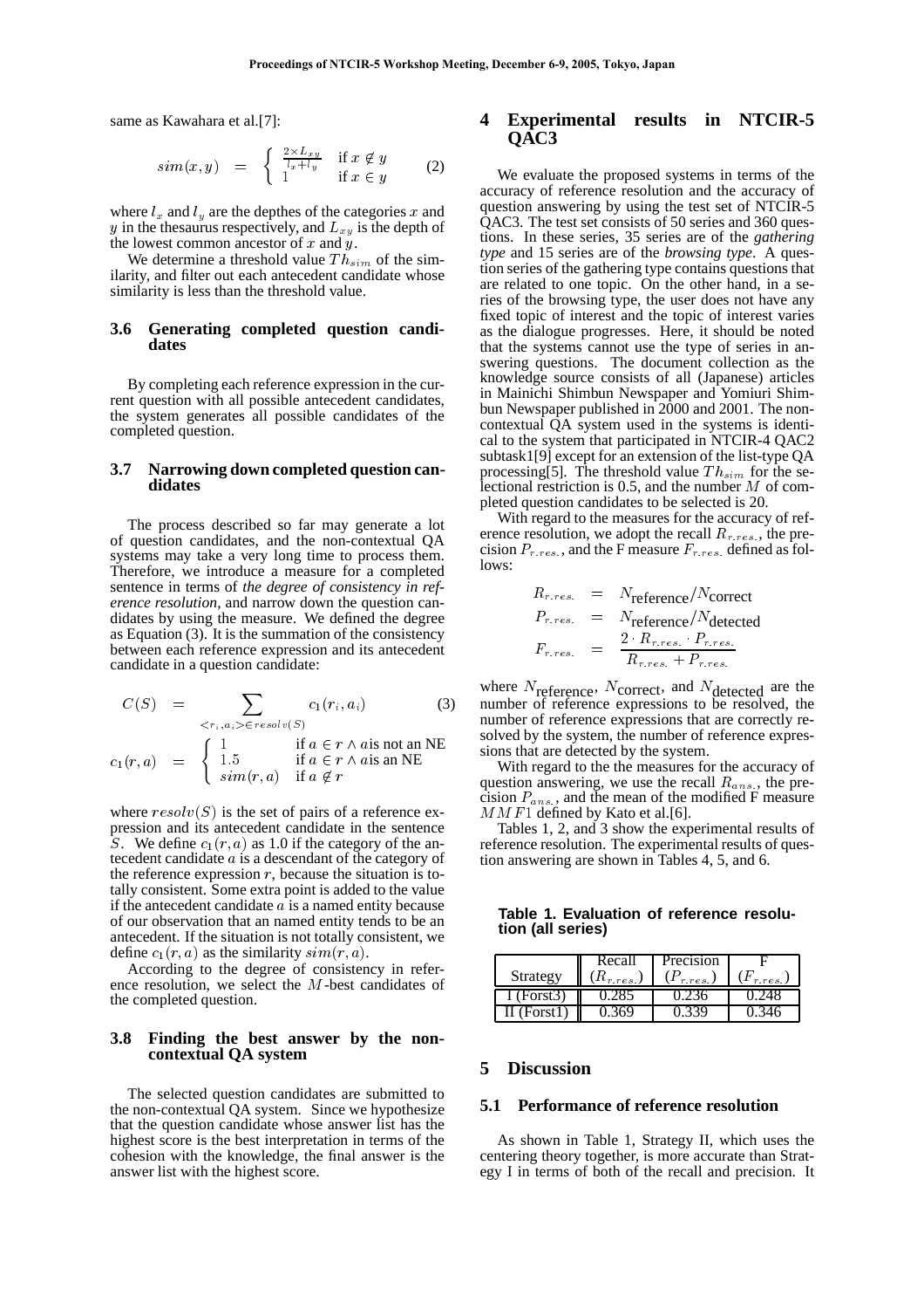same as Kawahara et al.[7]:

$$sim(x,y) = \begin{cases} \frac{2 \times L_{xy}}{l_x + l_y} & \text{if } x \notin y \\ 1 & \text{if } x \in y \end{cases} \quad (2)$$

where $l_x$ and $l_y$ are the depthes of the categories $x$ and $y$ in the thesaurus respectively, and $L_{xy}$ is the depth of the lowest common ancestor of $x$ and $y$.

We determine a threshold value $Th_{sim}$ of the similarity, and filter out each antecedent candidate whose similarity is less than the threshold value.

### 3.6 Generating completed question candidates

By completing each reference expression in the current question with all possible antecedent candidates, the system generates all possible candidates of the completed question.

### 3.7 Narrowing down completed question candidates

The process described so far may generate a lot of question candidates, and the non-contextual QA systems may take a very long time to process them. Therefore, we introduce a measure for a completed sentence in terms of *the degree of consistency in reference resolution*, and narrow down the question candidates by using the measure. We defined the degree as Equation (3). It is the summation of the consistency between each reference expression and its antecedent candidate in a question candidate:

$$C(S) = \sum_{<r_i, a_i> \in resolv(S)} c_1(r_i, a_i) \quad (3)$$

$$c_1(r,a) = \begin{cases} 1 & \text{if } a \in r \wedge a \text{ is not an NE} \\ 1.5 & \text{if } a \in r \wedge a \text{ is an NE} \\ sim(r,a) & \text{if } a \notin r \end{cases}$$

where $resolv(S)$ is the set of pairs of a reference expression and its antecedent candidate in the sentence $S$. We define $c_1(r,a)$ as 1.0 if the category of the antecedent candidate $a$ is a descendant of the category of the reference expression $r$, because the situation is totally consistent. Some extra point is added to the value if the antecedent candidate $a$ is a named entity because of our observation that an named entity tends to be an antecedent. If the situation is not totally consistent, we define $c_1(r,a)$ as the similarity $sim(r,a)$.

According to the degree of consistency in reference resolution, we select the $M$-best candidates of the completed question.

### 3.8 Finding the best answer by the non-contextual QA system

The selected question candidates are submitted to the non-contextual QA system. Since we hypothesize that the question candidate whose answer list has the highest score is the best interpretation in terms of the cohesion with the knowledge, the final answer is the answer list with the highest score.

## 4 Experimental results in NTCIR-5 QAC3

We evaluate the proposed systems in terms of the accuracy of reference resolution and the accuracy of question answering by using the test set of NTCIR-5 QAC3. The test set consists of 50 series and 360 questions. In these series, 35 series are of the *gathering type* and 15 series are of the *browsing type*. A question series of the gathering type contains questions that are related to one topic. On the other hand, in a series of the browsing type, the user does not have any fixed topic of interest and the topic of interest varies as the dialogue progresses. Here, it should be noted that the systems cannot use the type of series in answering questions. The document collection as the knowledge source consists of all (Japanese) articles in Mainichi Shimbun Newspaper and Yomiuri Shimbun Newspaper published in 2000 and 2001. The non-contextual QA system used in the systems is identical to the system that participated in NTCIR-4 QAC2 subtask1[9] except for an extension of the list-type QA processing[5]. The threshold value $Th_{sim}$ for the selectional restriction is 0.5, and the number $M$ of completed question candidates to be selected is 20.

With regard to the measures for the accuracy of reference resolution, we adopt the recall $R_{r.res.}$, the precision $P_{r.res.}$, and the F measure $F_{r.res.}$ defined as follows:

$$R_{r.res.} = N_{\text{reference}} / N_{\text{correct}}$$

$$P_{r.res.} = N_{\text{reference}} / N_{\text{detected}}$$

$$F_{r.res.} = \frac{2 \cdot R_{r.res.} \cdot P_{r.res.}}{R_{r.res.} + P_{r.res.}}$$

where $N_{\text{reference}}$, $N_{\text{correct}}$, and $N_{\text{detected}}$ are the number of reference expressions to be resolved, the number of reference expressions that are correctly resolved by the system, the number of reference expressions that are detected by the system.

With regard to the the measures for the accuracy of question answering, we use the recall $R_{ans.}$, the precision $P_{ans.}$, and the mean of the modified F measure $MMF1$ defined by Kato et al.[6].

Tables 1, 2, and 3 show the experimental results of reference resolution. The experimental results of question answering are shown in Tables 4, 5, and 6.

**Table 1. Evaluation of reference resolution (all series)**

| Strategy | Recall ($R_{r.res.}$) | Precision ($P_{r.res.}$) | F ($F_{r.res.}$) |
|---|---|---|---|
| I (Forst3) | 0.285 | 0.236 | 0.248 |
| II (Forst1) | 0.369 | 0.339 | 0.346 |

## 5 Discussion

### 5.1 Performance of reference resolution

As shown in Table 1, Strategy II, which uses the centering theory together, is more accurate than Strategy I in terms of both of the recall and precision. It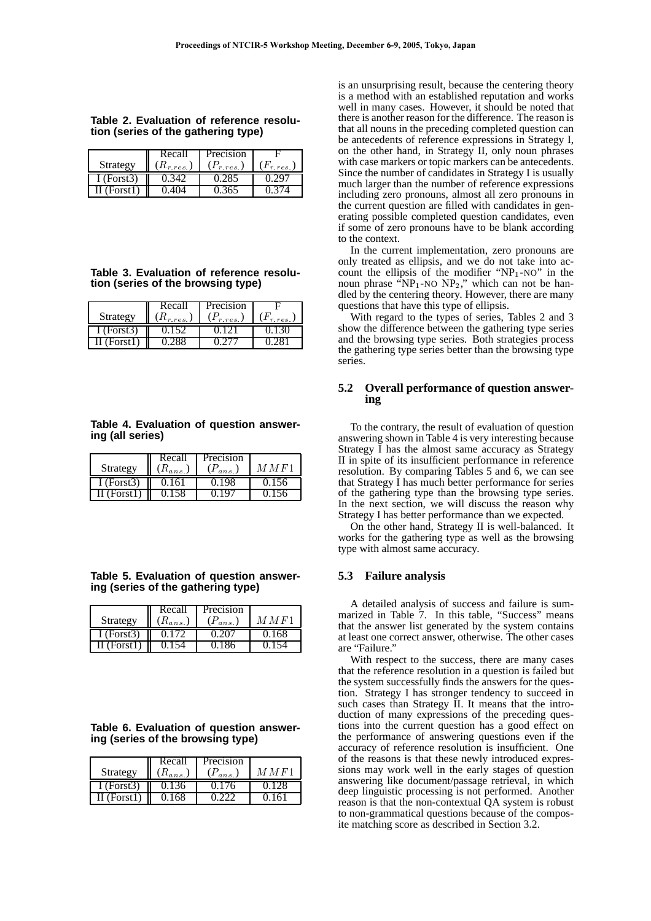**Table 2. Evaluation of reference resolution (series of the gathering type)**

| Strategy | Recall ($R_{r.res.}$) | Precision ($P_{r.res.}$) | F ($F_{r.res.}$) |
|---|---|---|---|
| I (Forst3) | 0.342 | 0.285 | 0.297 |
| II (Forst1) | 0.404 | 0.365 | 0.374 |

**Table 3. Evaluation of reference resolution (series of the browsing type)**

| Strategy | Recall ($R_{r.res.}$) | Precision ($P_{r.res.}$) | F ($F_{r.res.}$) |
|---|---|---|---|
| I (Forst3) | 0.152 | 0.121 | 0.130 |
| II (Forst1) | 0.288 | 0.277 | 0.281 |

**Table 4. Evaluation of question answering (all series)**

| Strategy | Recall ($R_{ans.}$) | Precision ($P_{ans.}$) | $MMF1$ |
|---|---|---|---|
| I (Forst3) | 0.161 | 0.198 | 0.156 |
| II (Forst1) | 0.158 | 0.197 | 0.156 |

**Table 5. Evaluation of question answering (series of the gathering type)**

| Strategy | Recall ($R_{ans.}$) | Precision ($P_{ans.}$) | $MMF1$ |
|---|---|---|---|
| I (Forst3) | 0.172 | 0.207 | 0.168 |
| II (Forst1) | 0.154 | 0.186 | 0.154 |

**Table 6. Evaluation of question answering (series of the browsing type)**

| Strategy | Recall ($R_{ans.}$) | Precision ($P_{ans.}$) | $MMF1$ |
|---|---|---|---|
| I (Forst3) | 0.136 | 0.176 | 0.128 |
| II (Forst1) | 0.168 | 0.222 | 0.161 |

is an unsurprising result, because the centering theory is a method with an established reputation and works well in many cases. However, it should be noted that there is another reason for the difference. The reason is that all nouns in the preceding completed question can be antecedents of reference expressions in Strategy I, on the other hand, in Strategy II, only noun phrases with case markers or topic markers can be antecedents. Since the number of candidates in Strategy I is usually much larger than the number of reference expressions including zero pronouns, almost all zero pronouns in the current question are filled with candidates in generating possible completed question candidates, even if some of zero pronouns have to be blank according to the context.

In the current implementation, zero pronouns are only treated as ellipsis, and we do not take into account the ellipsis of the modifier "$\text{NP}_1$-NO" in the noun phrase "$\text{NP}_1$-NO $\text{NP}_2$," which can not be handled by the centering theory. However, there are many questions that have this type of ellipsis.

With regard to the types of series, Tables 2 and 3 show the difference between the gathering type series and the browsing type series. Both strategies process the gathering type series better than the browsing type series.

### 5.2 Overall performance of question answering

To the contrary, the result of evaluation of question answering shown in Table 4 is very interesting because Strategy I has the almost same accuracy as Strategy II in spite of its insufficient performance in reference resolution. By comparing Tables 5 and 6, we can see that Strategy I has much better performance for series of the gathering type than the browsing type series. In the next section, we will discuss the reason why Strategy I has better performance than we expected.

On the other hand, Strategy II is well-balanced. It works for the gathering type as well as the browsing type with almost same accuracy.

### 5.3 Failure analysis

A detailed analysis of success and failure is summarized in Table 7. In this table, "Success" means that the answer list generated by the system contains at least one correct answer, otherwise. The other cases are "Failure."

With respect to the success, there are many cases that the reference resolution in a question is failed but the system successfully finds the answers for the question. Strategy I has stronger tendency to succeed in such cases than Strategy II. It means that the introduction of many expressions of the preceding questions into the current question has a good effect on the performance of answering questions even if the accuracy of reference resolution is insufficient. One of the reasons is that these newly introduced expressions may work well in the early stages of question answering like document/passage retrieval, in which deep linguistic processing is not performed. Another reason is that the non-contextual QA system is robust to non-grammatical questions because of the composite matching score as described in Section 3.2.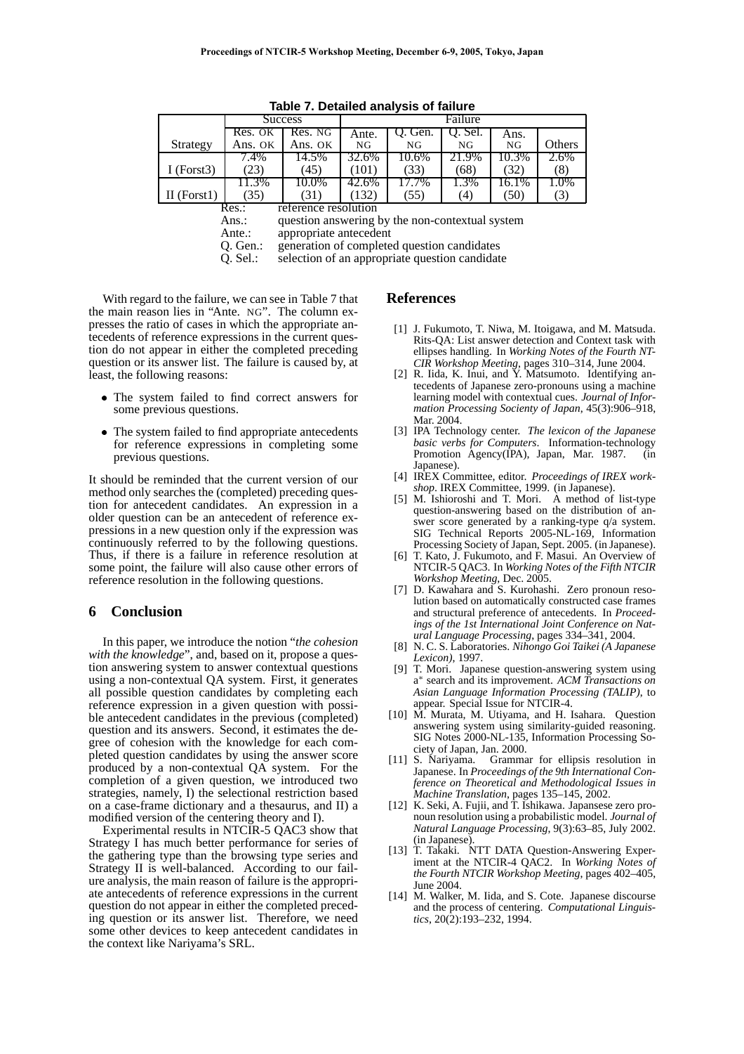**Table 7. Detailed analysis of failure**

| | Success | | Failure | | | | |
|---|---|---|---|---|---|---|---|
| Strategy | Res. OK Ans. OK | Res. NG Ans. OK | Ante. NG | Q. Gen. NG | Q. Sel. NG | Ans. NG | Others |
| I (Forst3) | 7.4% (23) | 14.5% (45) | 32.6% (101) | 10.6% (33) | 21.9% (68) | 10.3% (32) | 2.6% (8) |
| II (Forst1) | 11.3% (35) | 10.0% (31) | 42.6% (132) | 17.7% (55) | 1.3% (4) | 16.1% (50) | 1.0% (3) |

Res.: reference resolution
Ans.: question answering by the non-contextual system
Ante.: appropriate antecedent
Q. Gen.: generation of completed question candidates
Q. Sel.: selection of an appropriate question candidate

With regard to the failure, we can see in Table 7 that the main reason lies in "Ante. NG". The column expresses the ratio of cases in which the appropriate antecedents of reference expressions in the current question do not appear in either the completed preceding question or its answer list. The failure is caused by, at least, the following reasons:

- The system failed to find correct answers for some previous questions.
- The system failed to find appropriate antecedents for reference expressions in completing some previous questions.

It should be reminded that the current version of our method only searches the (completed) preceding question for antecedent candidates. An expression in a older question can be an antecedent of reference expressions in a new question only if the expression was continuously referred to by the following questions. Thus, if there is a failure in reference resolution at some point, the failure will also cause other errors of reference resolution in the following questions.

## 6 Conclusion

In this paper, we introduce the notion "*the cohesion with the knowledge*", and, based on it, propose a question answering system to answer contextual questions using a non-contextual QA system. First, it generates all possible question candidates by completing each reference expression in a given question with possible antecedent candidates in the previous (completed) question and its answers. Second, it estimates the degree of cohesion with the knowledge for each completed question candidates by using the answer score produced by a non-contextual QA system. For the completion of a given question, we introduced two strategies, namely, I) the selectional restriction based on a case-frame dictionary and a thesaurus, and II) a modified version of the centering theory and I).

Experimental results in NTCIR-5 QAC3 show that Strategy I has much better performance for series of the gathering type than the browsing type series and Strategy II is well-balanced. According to our failure analysis, the main reason of failure is the appropriate antecedents of reference expressions in the current question do not appear in either the completed preceding question or its answer list. Therefore, we need some other devices to keep antecedent candidates in the context like Nariyama's SRL.

## References

[1] J. Fukumoto, T. Niwa, M. Itoigawa, and M. Matsuda. Rits-QA: List answer detection and Context task with ellipses handling. In *Working Notes of the Fourth NTCIR Workshop Meeting*, pages 310–314, June 2004.

[2] R. Iida, K. Inui, and Y. Matsumoto. Identifying antecedents of Japanese zero-pronouns using a machine learning model with contextual cues. *Journal of Information Processing Society of Japan*, 45(3):906–918, Mar. 2004.

[3] IPA Technology center. *The lexicon of the Japanese basic verbs for Computers*. Information-technology Promotion Agency(IPA), Japan, Mar. 1987. (in Japanese).

[4] IREX Committee, editor. *Proceedings of IREX workshop*. IREX Committee, 1999. (in Japanese).

[5] M. Ishioroshi and T. Mori. A method of list-type question-answering based on the distribution of answer score generated by a ranking-type q/a system. SIG Technical Reports 2005-NL-169, Information Processing Society of Japan, Sept. 2005. (in Japanese).

[6] T. Kato, J. Fukumoto, and F. Masui. An Overview of NTCIR-5 QAC3. In *Working Notes of the Fifth NTCIR Workshop Meeting*, Dec. 2005.

[7] D. Kawahara and S. Kurohashi. Zero pronoun resolution based on automatically constructed case frames and structural preference of antecedents. In *Proceedings of the 1st International Joint Conference on Natural Language Processing*, pages 334–341, 2004.

[8] N. C. S. Laboratories. *Nihongo Goi Taikei (A Japanese Lexicon)*, 1997.

[9] T. Mori. Japanese question-answering system using a* search and its improvement. *ACM Transactions on Asian Language Information Processing (TALIP)*, to appear. Special Issue for NTCIR-4.

[10] M. Murata, M. Utiyama, and H. Isahara. Question answering system using similarity-guided reasoning. SIG Notes 2000-NL-135, Information Processing Society of Japan, Jan. 2000.

[11] S. Nariyama. Grammar for ellipsis resolution in Japanese. In *Proceedings of the 9th International Conference on Theoretical and Methodological Issues in Machine Translation*, pages 135–145, 2002.

[12] K. Seki, A. Fujii, and T. Ishikawa. Japansese zero pronoun resolution using a probabilistic model. *Journal of Natural Language Processing*, 9(3):63–85, July 2002. (in Japanese).

[13] T. Takaki. NTT DATA Question-Answering Experiment at the NTCIR-4 QAC2. In *Working Notes of the Fourth NTCIR Workshop Meeting*, pages 402–405, June 2004.

[14] M. Walker, M. Iida, and S. Cote. Japanese discourse and the process of centering. *Computational Linguistics*, 20(2):193–232, 1994.